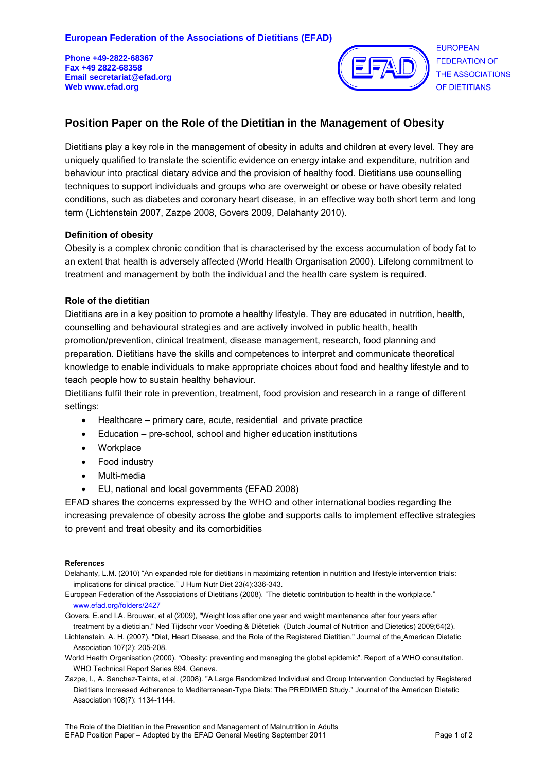**European Federation of the Associations of Dietitians (EFAD)**

**Phone +49-2822-68367**
**Fax +49 2822-68358**
**Email secretariat@efad.org**
**Web www.efad.org**

EUROPEAN FEDERATION OF THE ASSOCIATIONS OF DIETITIANS

## Position Paper on the Role of the Dietitian in the Management of Obesity

Dietitians play a key role in the management of obesity in adults and children at every level. They are uniquely qualified to translate the scientific evidence on energy intake and expenditure, nutrition and behaviour into practical dietary advice and the provision of healthy food. Dietitians use counselling techniques to support individuals and groups who are overweight or obese or have obesity related conditions, such as diabetes and coronary heart disease, in an effective way both short term and long term (Lichtenstein 2007, Zazpe 2008, Govers 2009, Delahanty 2010).

### Definition of obesity

Obesity is a complex chronic condition that is characterised by the excess accumulation of body fat to an extent that health is adversely affected (World Health Organisation 2000). Lifelong commitment to treatment and management by both the individual and the health care system is required.

### Role of the dietitian

Dietitians are in a key position to promote a healthy lifestyle. They are educated in nutrition, health, counselling and behavioural strategies and are actively involved in public health, health promotion/prevention, clinical treatment, disease management, research, food planning and preparation. Dietitians have the skills and competences to interpret and communicate theoretical knowledge to enable individuals to make appropriate choices about food and healthy lifestyle and to teach people how to sustain healthy behaviour.

Dietitians fulfil their role in prevention, treatment, food provision and research in a range of different settings:

- Healthcare – primary care, acute, residential and private practice
- Education – pre-school, school and higher education institutions
- Workplace
- Food industry
- Multi-media
- EU, national and local governments (EFAD 2008)

EFAD shares the concerns expressed by the WHO and other international bodies regarding the increasing prevalence of obesity across the globe and supports calls to implement effective strategies to prevent and treat obesity and its comorbidities

#### References

Delahanty, L.M. (2010) "An expanded role for dietitians in maximizing retention in nutrition and lifestyle intervention trials: implications for clinical practice." J Hum Nutr Diet 23(4):336-343.

European Federation of the Associations of Dietitians (2008). "The dietetic contribution to health in the workplace." www.efad.org/folders/2427

Govers, E.and I.A. Brouwer, et al (2009), "Weight loss after one year and weight maintenance after four years after treatment by a dietician." Ned Tijdschr voor Voeding & Diëtetiek (Dutch Journal of Nutrition and Dietetics) 2009;64(2).

Lichtenstein, A. H. (2007). "Diet, Heart Disease, and the Role of the Registered Dietitian." Journal of the American Dietetic Association 107(2): 205-208.

World Health Organisation (2000). "Obesity: preventing and managing the global epidemic". Report of a WHO consultation. WHO Technical Report Series 894. Geneva.

Zazpe, I., A. Sanchez-Tainta, et al. (2008). "A Large Randomized Individual and Group Intervention Conducted by Registered Dietitians Increased Adherence to Mediterranean-Type Diets: The PREDIMED Study." Journal of the American Dietetic Association 108(7): 1134-1144.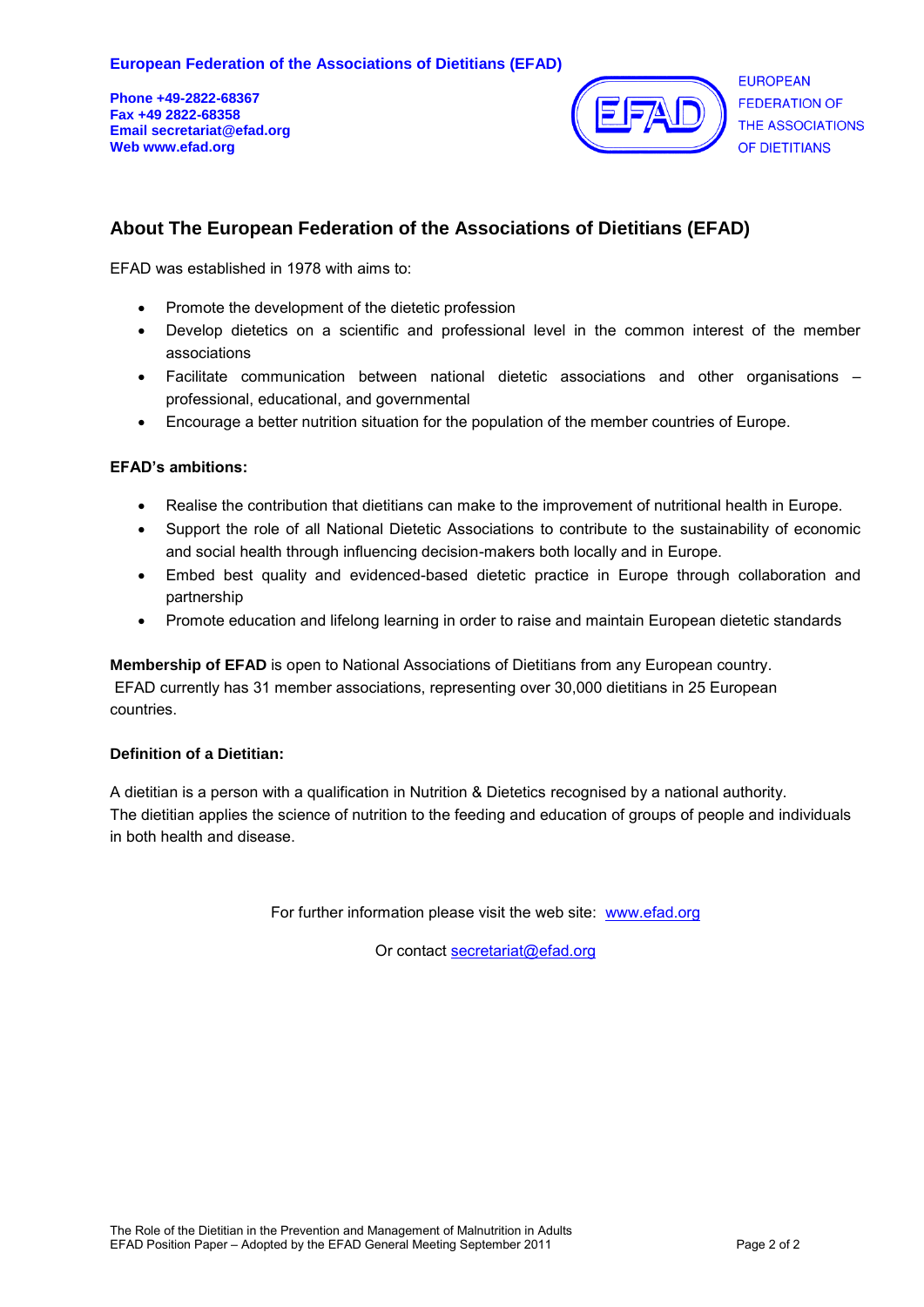**European Federation of the Associations of Dietitians (EFAD)**

**Phone +49-2822-68367**
**Fax +49 2822-68358**
**Email secretariat@efad.org**
**Web www.efad.org**

EUROPEAN FEDERATION OF THE ASSOCIATIONS OF DIETITIANS

## About The European Federation of the Associations of Dietitians (EFAD)

EFAD was established in 1978 with aims to:

- Promote the development of the dietetic profession
- Develop dietetics on a scientific and professional level in the common interest of the member associations
- Facilitate communication between national dietetic associations and other organisations – professional, educational, and governmental
- Encourage a better nutrition situation for the population of the member countries of Europe.

**EFAD's ambitions:**

- Realise the contribution that dietitians can make to the improvement of nutritional health in Europe.
- Support the role of all National Dietetic Associations to contribute to the sustainability of economic and social health through influencing decision-makers both locally and in Europe.
- Embed best quality and evidenced-based dietetic practice in Europe through collaboration and partnership
- Promote education and lifelong learning in order to raise and maintain European dietetic standards

**Membership of EFAD** is open to National Associations of Dietitians from any European country.
EFAD currently has 31 member associations, representing over 30,000 dietitians in 25 European countries.

**Definition of a Dietitian:**

A dietitian is a person with a qualification in Nutrition & Dietetics recognised by a national authority.
The dietitian applies the science of nutrition to the feeding and education of groups of people and individuals in both health and disease.

For further information please visit the web site: www.efad.org

Or contact secretariat@efad.org